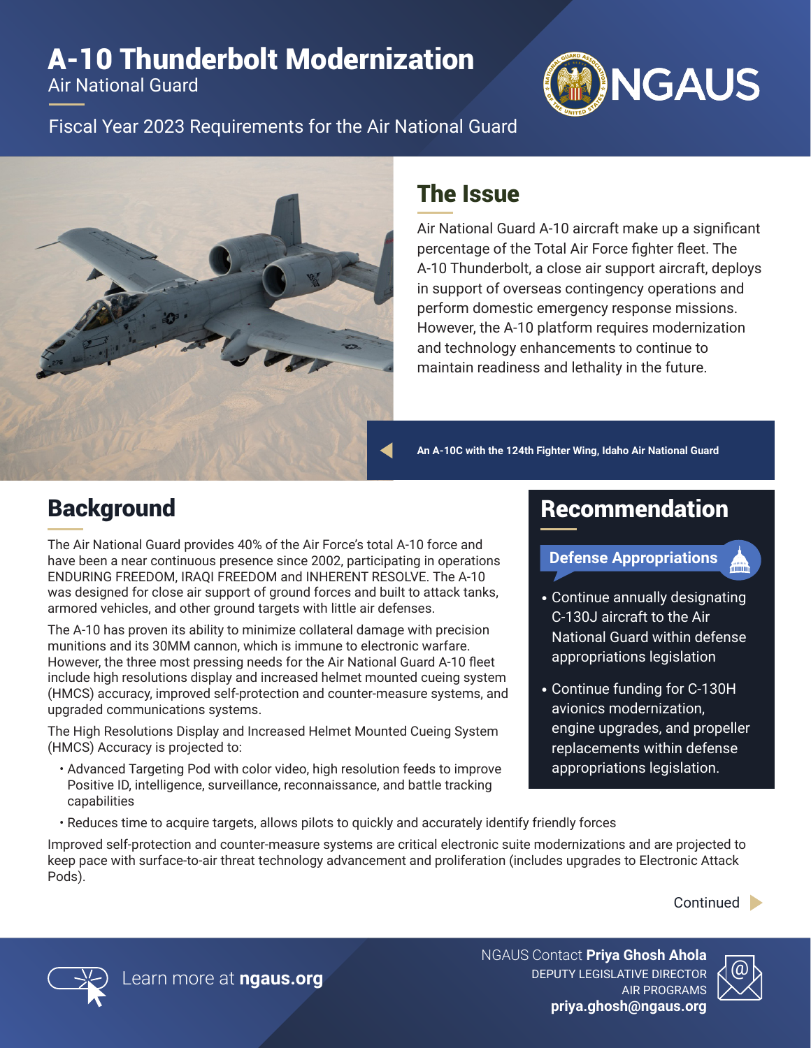# A-10 Thunderbolt Modernization

Air National Guard

Fiscal Year 2023 Requirements for the Air National Guard

NGAUS

## The Issue

Air National Guard A-10 aircraft make up a significant percentage of the Total Air Force fighter fleet. The A-10 Thunderbolt, a close air support aircraft, deploys in support of overseas contingency operations and perform domestic emergency response missions. However, the A-10 platform requires modernization and technology enhancements to continue to maintain readiness and lethality in the future.

An A-10C with the 124th Fighter Wing, Idaho Air National Guard

## Background

The Air National Guard provides 40% of the Air Force's total A-10 force and have been a near continuous presence since 2002, participating in operations ENDURING FREEDOM, IRAQI FREEDOM and INHERENT RESOLVE. The A-10 was designed for close air support of ground forces and built to attack tanks, armored vehicles, and other ground targets with little air defenses.

The A-10 has proven its ability to minimize collateral damage with precision munitions and its 30MM cannon, which is immune to electronic warfare. However, the three most pressing needs for the Air National Guard A-10 fleet include high resolutions display and increased helmet mounted cueing system (HMCS) accuracy, improved self-protection and counter-measure systems, and upgraded communications systems.

The High Resolutions Display and Increased Helmet Mounted Cueing System (HMCS) Accuracy is projected to:

- Advanced Targeting Pod with color video, high resolution feeds to improve Positive ID, intelligence, surveillance, reconnaissance, and battle tracking capabilities
- Reduces time to acquire targets, allows pilots to quickly and accurately identify friendly forces

Improved self-protection and counter-measure systems are critical electronic suite modernizations and are projected to keep pace with surface-to-air threat technology advancement and proliferation (includes upgrades to Electronic Attack Pods).

## Recommendation

### Defense Appropriations

- Continue annually designating C-130J aircraft to the Air National Guard within defense appropriations legislation
- Continue funding for C-130H avionics modernization, engine upgrades, and propeller replacements within defense appropriations legislation.

Continued

Learn more at **ngaus.org**

NGAUS Contact **Priya Ghosh Ahola**
DEPUTY LEGISLATIVE DIRECTOR
AIR PROGRAMS
**priya.ghosh@ngaus.org**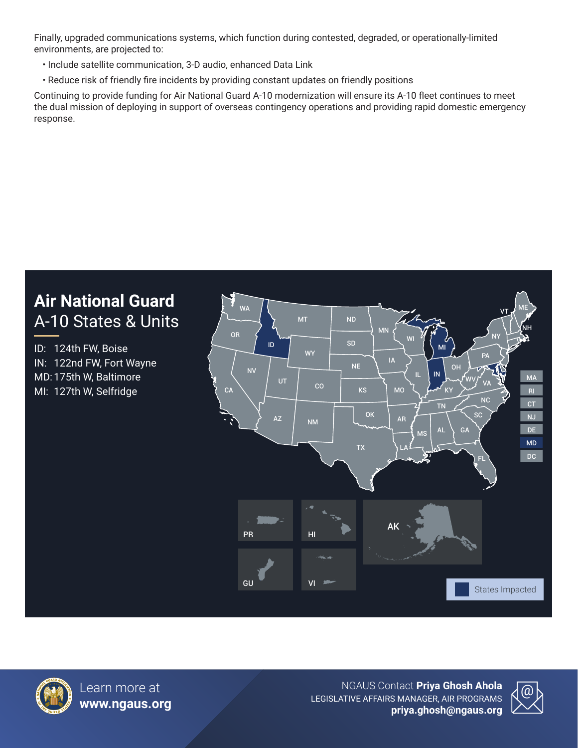Finally, upgraded communications systems, which function during contested, degraded, or operationally-limited environments, are projected to:

- Include satellite communication, 3-D audio, enhanced Data Link
- Reduce risk of friendly fire incidents by providing constant updates on friendly positions

Continuing to provide funding for Air National Guard A-10 modernization will ensure its A-10 fleet continues to meet the dual mission of deploying in support of overseas contingency operations and providing rapid domestic emergency response.

## Air National Guard A-10 States & Units

ID: 124th FW, Boise
IN: 122nd FW, Fort Wayne
MD: 175th W, Baltimore
MI: 127th W, Selfridge

States Impacted

Learn more at **www.ngaus.org**

NGAUS Contact **Priya Ghosh Ahola**
LEGISLATIVE AFFAIRS MANAGER, AIR PROGRAMS
**priya.ghosh@ngaus.org**